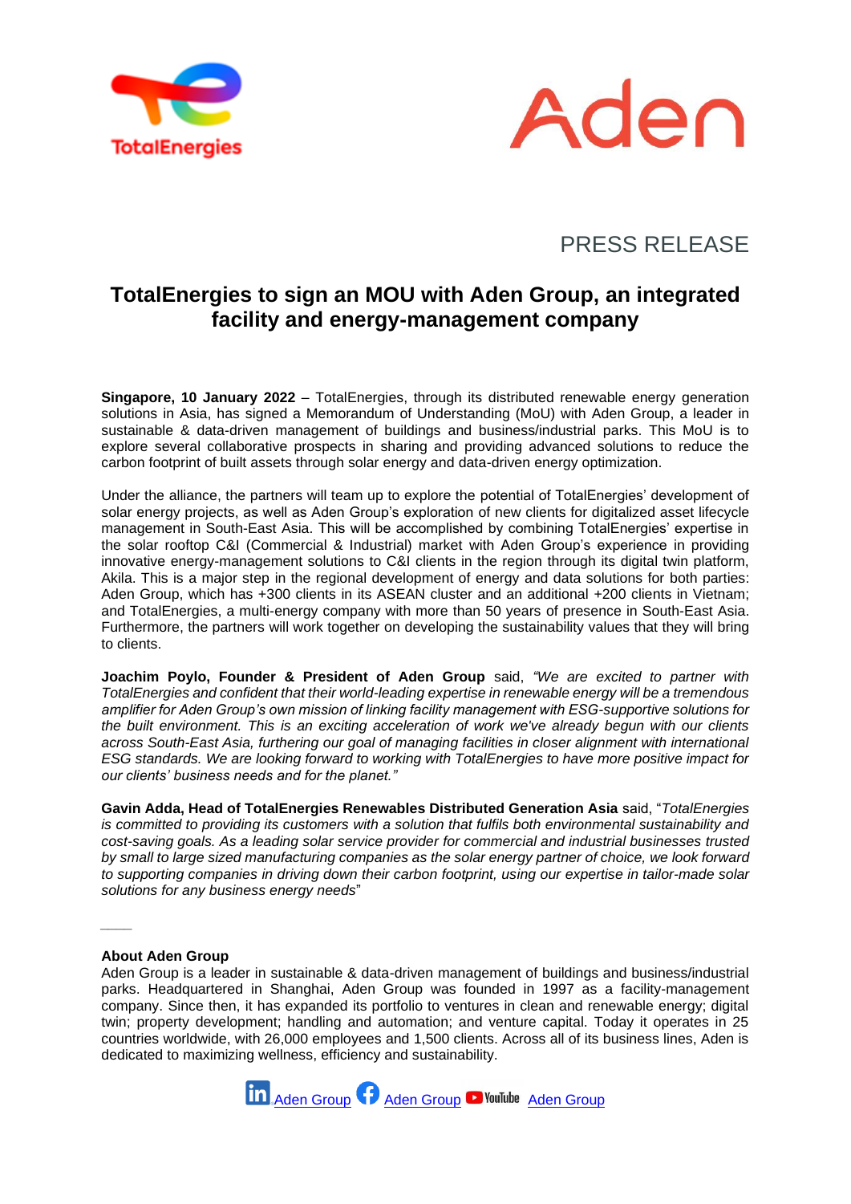PRESS RELEASE

# TotalEnergies to sign an MOU with Aden Group, an integrated facility and energy-management company

**Singapore, 10 January 2022** – TotalEnergies, through its distributed renewable energy generation solutions in Asia, has signed a Memorandum of Understanding (MoU) with Aden Group, a leader in sustainable & data-driven management of buildings and business/industrial parks. This MoU is to explore several collaborative prospects in sharing and providing advanced solutions to reduce the carbon footprint of built assets through solar energy and data-driven energy optimization.

Under the alliance, the partners will team up to explore the potential of TotalEnergies' development of solar energy projects, as well as Aden Group's exploration of new clients for digitalized asset lifecycle management in South-East Asia. This will be accomplished by combining TotalEnergies' expertise in the solar rooftop C&I (Commercial & Industrial) market with Aden Group's experience in providing innovative energy-management solutions to C&I clients in the region through its digital twin platform, Akila. This is a major step in the regional development of energy and data solutions for both parties: Aden Group, which has +300 clients in its ASEAN cluster and an additional +200 clients in Vietnam; and TotalEnergies, a multi-energy company with more than 50 years of presence in South-East Asia. Furthermore, the partners will work together on developing the sustainability values that they will bring to clients.

**Joachim Poylo, Founder & President of Aden Group** said, *"We are excited to partner with TotalEnergies and confident that their world-leading expertise in renewable energy will be a tremendous amplifier for Aden Group's own mission of linking facility management with ESG-supportive solutions for the built environment. This is an exciting acceleration of work we've already begun with our clients across South-East Asia, furthering our goal of managing facilities in closer alignment with international ESG standards. We are looking forward to working with TotalEnergies to have more positive impact for our clients' business needs and for the planet."*

**Gavin Adda, Head of TotalEnergies Renewables Distributed Generation Asia** said, "*TotalEnergies is committed to providing its customers with a solution that fulfils both environmental sustainability and cost-saving goals. As a leading solar service provider for commercial and industrial businesses trusted by small to large sized manufacturing companies as the solar energy partner of choice, we look forward to supporting companies in driving down their carbon footprint, using our expertise in tailor-made solar solutions for any business energy needs*"

\_\_\_\_

**About Aden Group**

Aden Group is a leader in sustainable & data-driven management of buildings and business/industrial parks. Headquartered in Shanghai, Aden Group was founded in 1997 as a facility-management company. Since then, it has expanded its portfolio to ventures in clean and renewable energy; digital twin; property development; handling and automation; and venture capital. Today it operates in 25 countries worldwide, with 26,000 employees and 1,500 clients. Across all of its business lines, Aden is dedicated to maximizing wellness, efficiency and sustainability.

Aden Group | Aden Group | Aden Group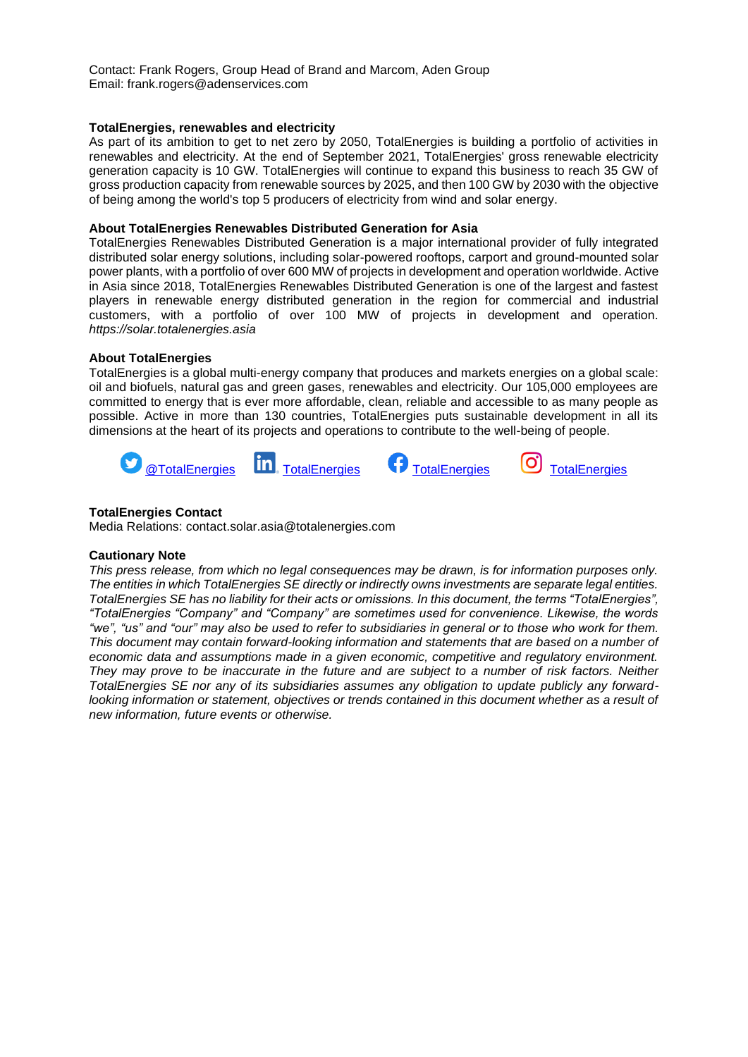Contact: Frank Rogers, Group Head of Brand and Marcom, Aden Group
Email: frank.rogers@adenservices.com

**TotalEnergies, renewables and electricity**

As part of its ambition to get to net zero by 2050, TotalEnergies is building a portfolio of activities in renewables and electricity. At the end of September 2021, TotalEnergies' gross renewable electricity generation capacity is 10 GW. TotalEnergies will continue to expand this business to reach 35 GW of gross production capacity from renewable sources by 2025, and then 100 GW by 2030 with the objective of being among the world's top 5 producers of electricity from wind and solar energy.

**About TotalEnergies Renewables Distributed Generation for Asia**

TotalEnergies Renewables Distributed Generation is a major international provider of fully integrated distributed solar energy solutions, including solar-powered rooftops, carport and ground-mounted solar power plants, with a portfolio of over 600 MW of projects in development and operation worldwide. Active in Asia since 2018, TotalEnergies Renewables Distributed Generation is one of the largest and fastest players in renewable energy distributed generation in the region for commercial and industrial customers, with a portfolio of over 100 MW of projects in development and operation. *https://solar.totalenergies.asia*

**About TotalEnergies**

TotalEnergies is a global multi-energy company that produces and markets energies on a global scale: oil and biofuels, natural gas and green gases, renewables and electricity. Our 105,000 employees are committed to energy that is ever more affordable, clean, reliable and accessible to as many people as possible. Active in more than 130 countries, TotalEnergies puts sustainable development in all its dimensions at the heart of its projects and operations to contribute to the well-being of people.

@TotalEnergies TotalEnergies TotalEnergies TotalEnergies

**TotalEnergies Contact**

Media Relations: contact.solar.asia@totalenergies.com

**Cautionary Note**

*This press release, from which no legal consequences may be drawn, is for information purposes only. The entities in which TotalEnergies SE directly or indirectly owns investments are separate legal entities. TotalEnergies SE has no liability for their acts or omissions. In this document, the terms "TotalEnergies", "TotalEnergies "Company" and "Company" are sometimes used for convenience. Likewise, the words "we", "us" and "our" may also be used to refer to subsidiaries in general or to those who work for them. This document may contain forward-looking information and statements that are based on a number of economic data and assumptions made in a given economic, competitive and regulatory environment. They may prove to be inaccurate in the future and are subject to a number of risk factors. Neither TotalEnergies SE nor any of its subsidiaries assumes any obligation to update publicly any forward-looking information or statement, objectives or trends contained in this document whether as a result of new information, future events or otherwise.*